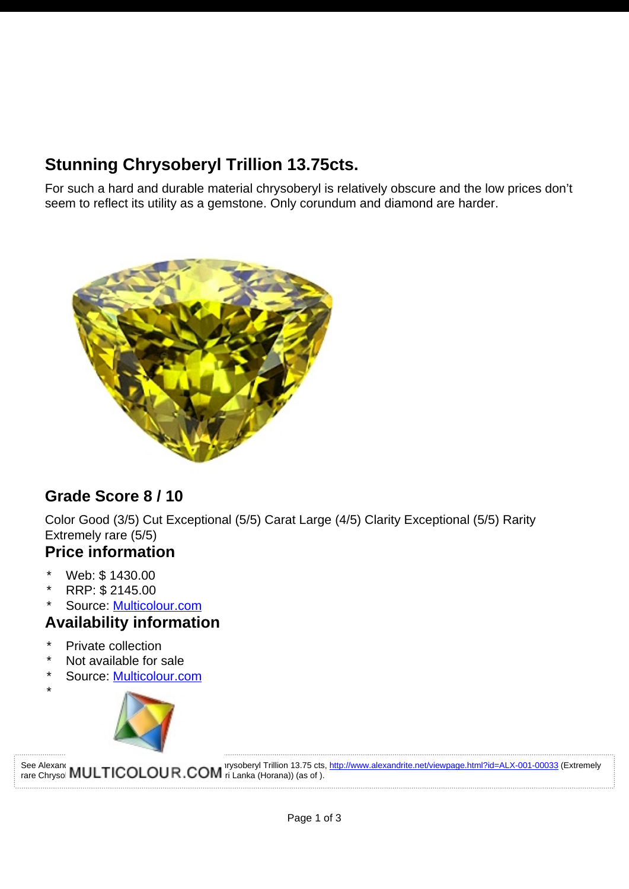## Stunning Chrysoberyl Trillion 13.75cts.

For such a hard and durable material chrysoberyl is relatively obscure and the low prices don't seem to reflect its utility as a gemstone. Only corundum and diamond are harder.

## Grade Score 8 / 10

Color Good (3/5) Cut Exceptional (5/5) Carat Large (4/5) Clarity Exceptional (5/5) Rarity Extremely rare (5/5)

## Price information

- Web: $ 1430.00
- RRP: $ 2145.00
- Source: [Multicolour.com](Multicolour.com)

## Availability information

- Private collection
- Not available for sale
- Source: [Multicolour.com](Multicolour.com)
-

See Alexan[...]hrysoberyl Trillion 13.75 cts, http://www.alexandrite.net/viewpage.html?id=ALX-001-00033 (Extremely rare Chryso[...]ri Lanka (Horana)) (as of ).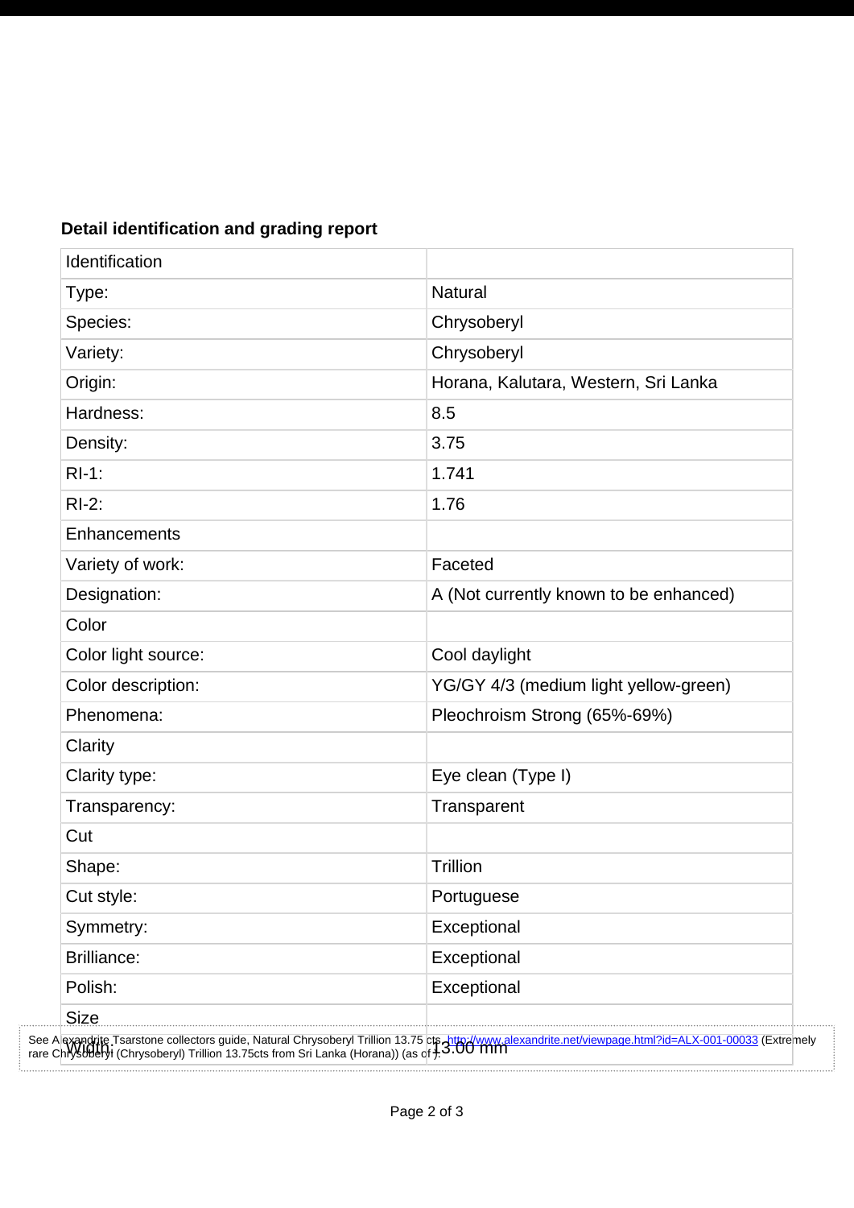**Detail identification and grading report**

| Identification | |
|---|---|
| Type: | Natural |
| Species: | Chrysoberyl |
| Variety: | Chrysoberyl |
| Origin: | Horana, Kalutara, Western, Sri Lanka |
| Hardness: | 8.5 |
| Density: | 3.75 |
| RI-1: | 1.741 |
| RI-2: | 1.76 |
| Enhancements | |
| Variety of work: | Faceted |
| Designation: | A (Not currently known to be enhanced) |
| Color | |
| Color light source: | Cool daylight |
| Color description: | YG/GY 4/3 (medium light yellow-green) |
| Phenomena: | Pleochroism Strong (65%-69%) |
| Clarity | |
| Clarity type: | Eye clean (Type I) |
| Transparency: | Transparent |
| Cut | |
| Shape: | Trillion |
| Cut style: | Portuguese |
| Symmetry: | Exceptional |
| Brilliance: | Exceptional |
| Polish: | Exceptional |
| Size | |
| Width: | 13.00 mm |

See Alexandrite Tsarstone collectors guide, Natural Chrysoberyl Trillion 13.75 cts, http://www.alexandrite.net/viewpage.html?id=ALX-001-00033 (Extremely rare Chrysoberyl (Chrysoberyl) Trillion 13.75cts from Sri Lanka (Horana)) (as of ).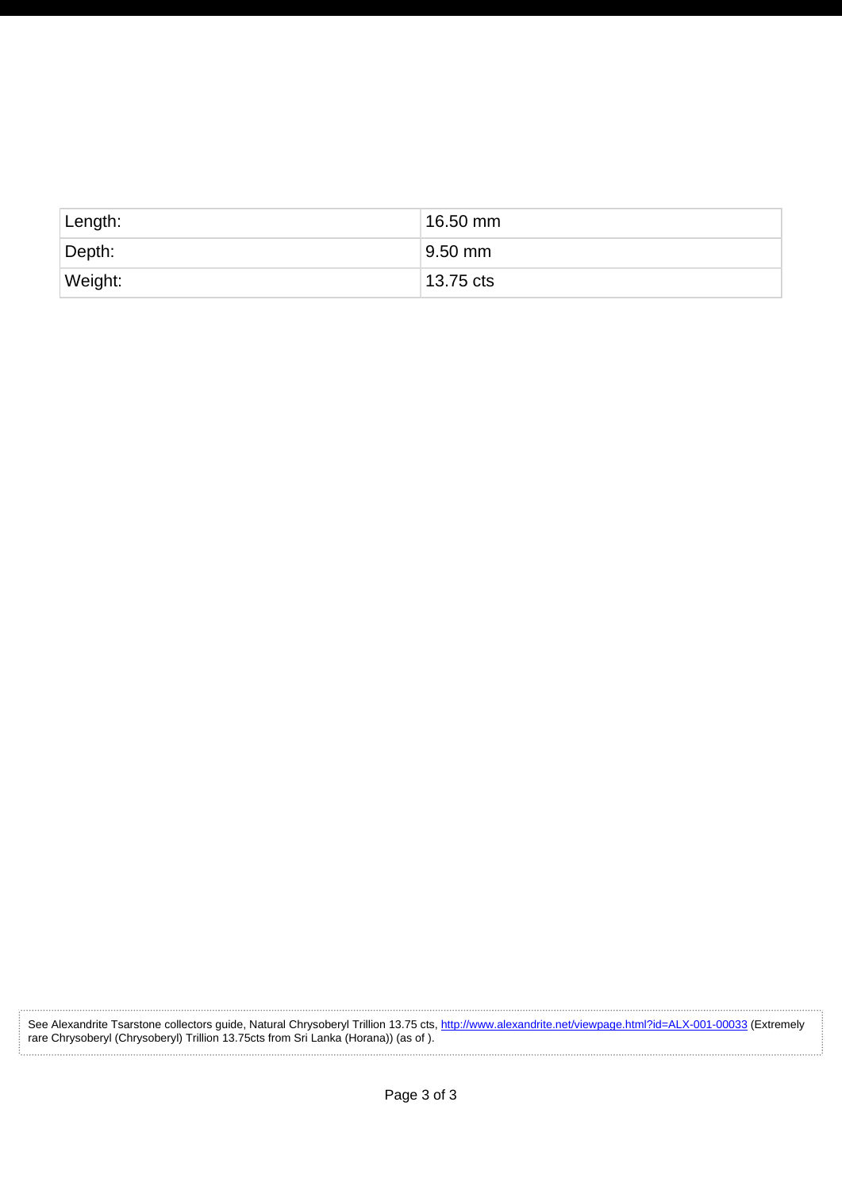| | |
|---|---|
| Length: | 16.50 mm |
| Depth: | 9.50 mm |
| Weight: | 13.75 cts |

See Alexandrite Tsarstone collectors guide, Natural Chrysoberyl Trillion 13.75 cts, http://www.alexandrite.net/viewpage.html?id=ALX-001-00033 (Extremely rare Chrysoberyl (Chrysoberyl) Trillion 13.75cts from Sri Lanka (Horana)) (as of ).